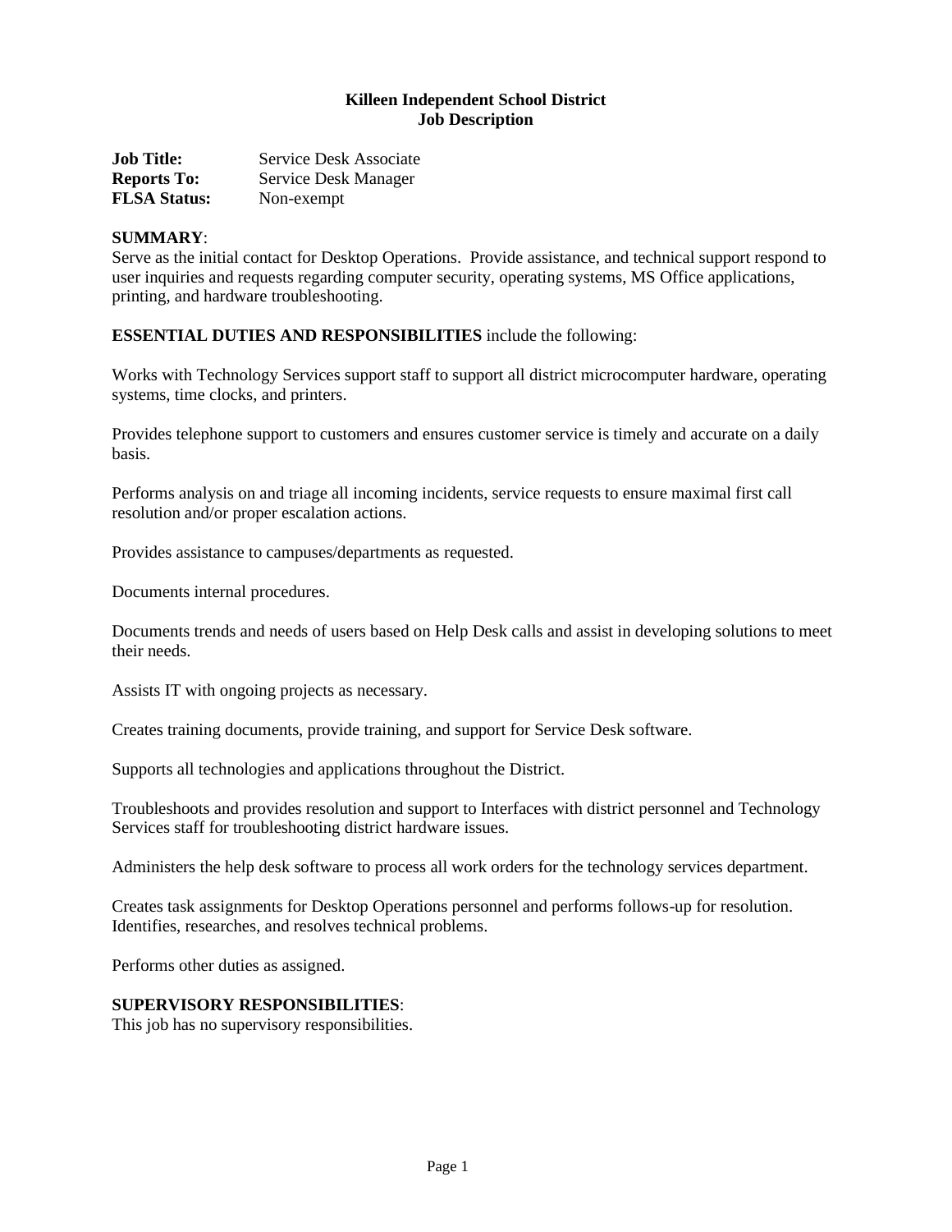**Killeen Independent School District**
**Job Description**

**Job Title:** Service Desk Associate
**Reports To:** Service Desk Manager
**FLSA Status:** Non-exempt

**SUMMARY**:
Serve as the initial contact for Desktop Operations. Provide assistance, and technical support respond to user inquiries and requests regarding computer security, operating systems, MS Office applications, printing, and hardware troubleshooting.

**ESSENTIAL DUTIES AND RESPONSIBILITIES** include the following:

Works with Technology Services support staff to support all district microcomputer hardware, operating systems, time clocks, and printers.

Provides telephone support to customers and ensures customer service is timely and accurate on a daily basis.

Performs analysis on and triage all incoming incidents, service requests to ensure maximal first call resolution and/or proper escalation actions.

Provides assistance to campuses/departments as requested.

Documents internal procedures.

Documents trends and needs of users based on Help Desk calls and assist in developing solutions to meet their needs.

Assists IT with ongoing projects as necessary.

Creates training documents, provide training, and support for Service Desk software.

Supports all technologies and applications throughout the District.

Troubleshoots and provides resolution and support to Interfaces with district personnel and Technology Services staff for troubleshooting district hardware issues.

Administers the help desk software to process all work orders for the technology services department.

Creates task assignments for Desktop Operations personnel and performs follows-up for resolution. Identifies, researches, and resolves technical problems.

Performs other duties as assigned.

**SUPERVISORY RESPONSIBILITIES**:
This job has no supervisory responsibilities.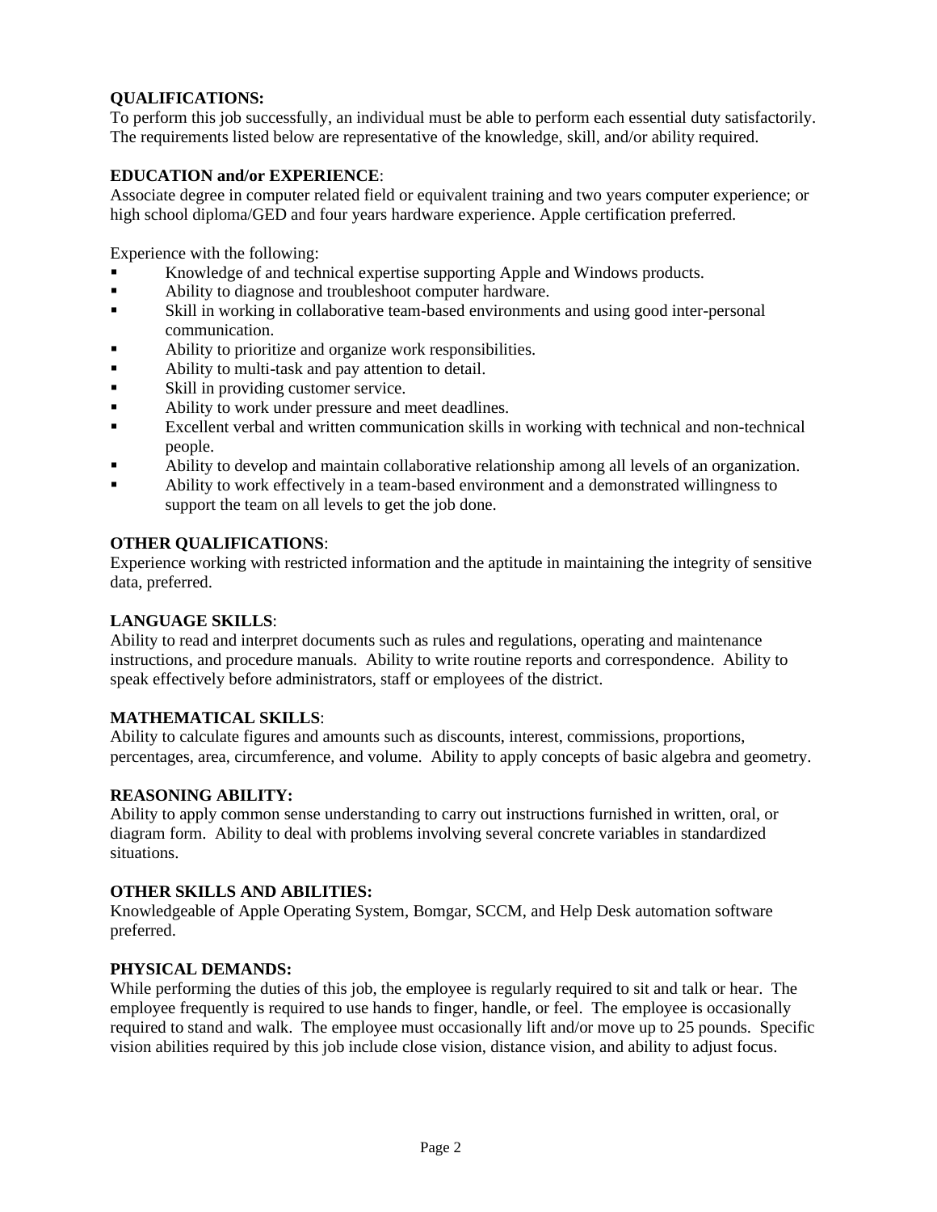**QUALIFICATIONS:**
To perform this job successfully, an individual must be able to perform each essential duty satisfactorily. The requirements listed below are representative of the knowledge, skill, and/or ability required.

**EDUCATION and/or EXPERIENCE**:
Associate degree in computer related field or equivalent training and two years computer experience; or high school diploma/GED and four years hardware experience. Apple certification preferred.

Experience with the following:

- Knowledge of and technical expertise supporting Apple and Windows products.
- Ability to diagnose and troubleshoot computer hardware.
- Skill in working in collaborative team-based environments and using good inter-personal communication.
- Ability to prioritize and organize work responsibilities.
- Ability to multi-task and pay attention to detail.
- Skill in providing customer service.
- Ability to work under pressure and meet deadlines.
- Excellent verbal and written communication skills in working with technical and non-technical people.
- Ability to develop and maintain collaborative relationship among all levels of an organization.
- Ability to work effectively in a team-based environment and a demonstrated willingness to support the team on all levels to get the job done.

**OTHER QUALIFICATIONS**:
Experience working with restricted information and the aptitude in maintaining the integrity of sensitive data, preferred.

**LANGUAGE SKILLS**:
Ability to read and interpret documents such as rules and regulations, operating and maintenance instructions, and procedure manuals. Ability to write routine reports and correspondence. Ability to speak effectively before administrators, staff or employees of the district.

**MATHEMATICAL SKILLS**:
Ability to calculate figures and amounts such as discounts, interest, commissions, proportions, percentages, area, circumference, and volume. Ability to apply concepts of basic algebra and geometry.

**REASONING ABILITY:**
Ability to apply common sense understanding to carry out instructions furnished in written, oral, or diagram form. Ability to deal with problems involving several concrete variables in standardized situations.

**OTHER SKILLS AND ABILITIES:**
Knowledgeable of Apple Operating System, Bomgar, SCCM, and Help Desk automation software preferred.

**PHYSICAL DEMANDS:**
While performing the duties of this job, the employee is regularly required to sit and talk or hear. The employee frequently is required to use hands to finger, handle, or feel. The employee is occasionally required to stand and walk. The employee must occasionally lift and/or move up to 25 pounds. Specific vision abilities required by this job include close vision, distance vision, and ability to adjust focus.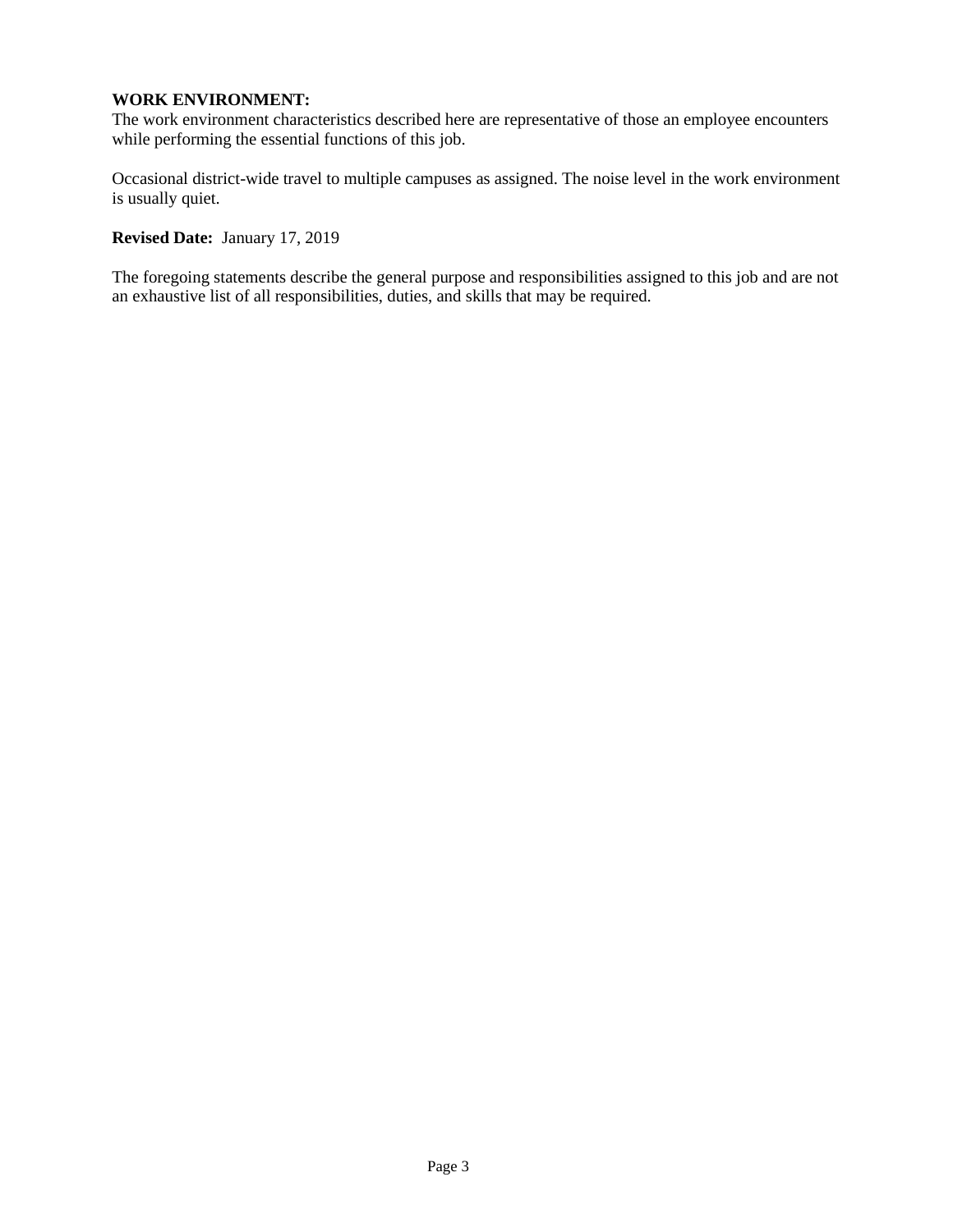**WORK ENVIRONMENT:**
The work environment characteristics described here are representative of those an employee encounters while performing the essential functions of this job.

Occasional district-wide travel to multiple campuses as assigned. The noise level in the work environment is usually quiet.

**Revised Date:** January 17, 2019

The foregoing statements describe the general purpose and responsibilities assigned to this job and are not an exhaustive list of all responsibilities, duties, and skills that may be required.